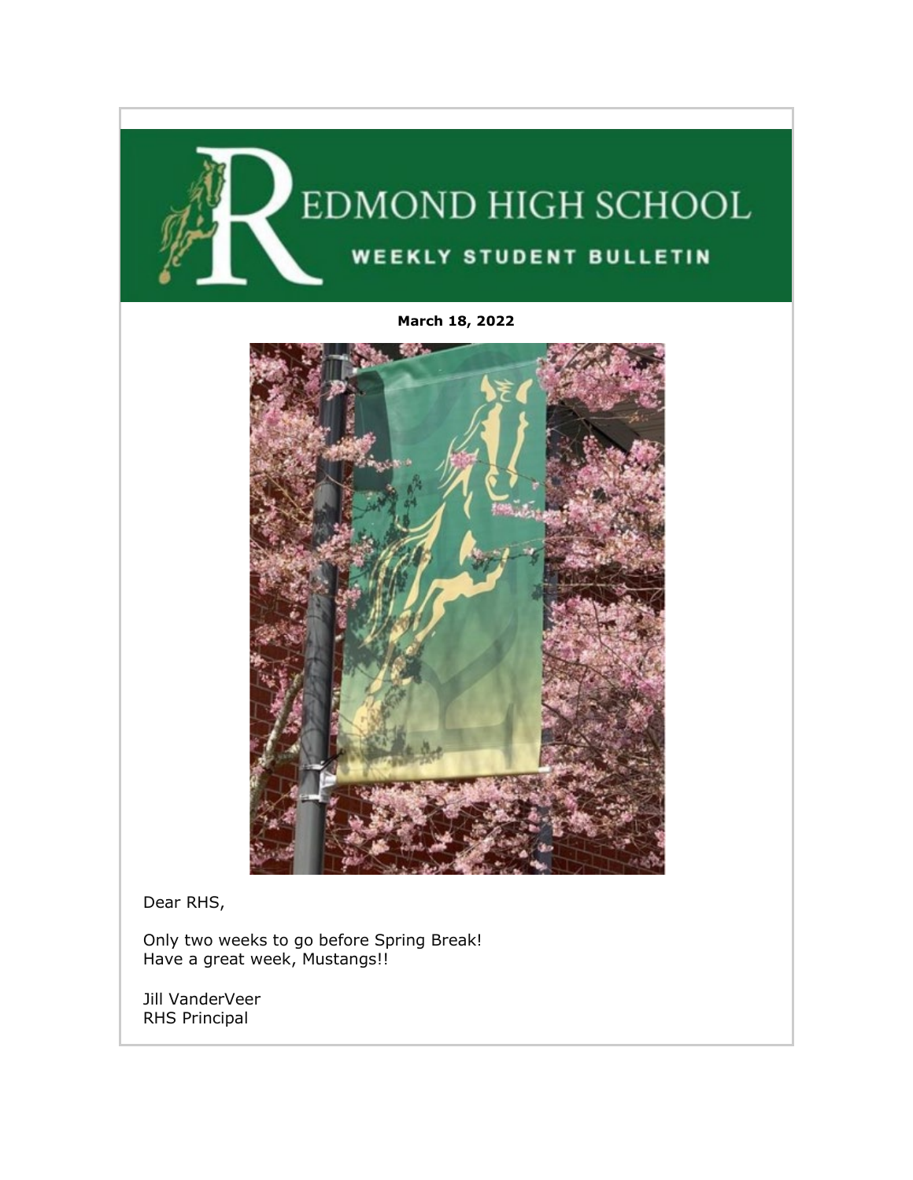# REDMOND HIGH SCHOOL

## WEEKLY STUDENT BULLETIN

**March 18, 2022**

Dear RHS,

Only two weeks to go before Spring Break!
Have a great week, Mustangs!!

Jill VanderVeer
RHS Principal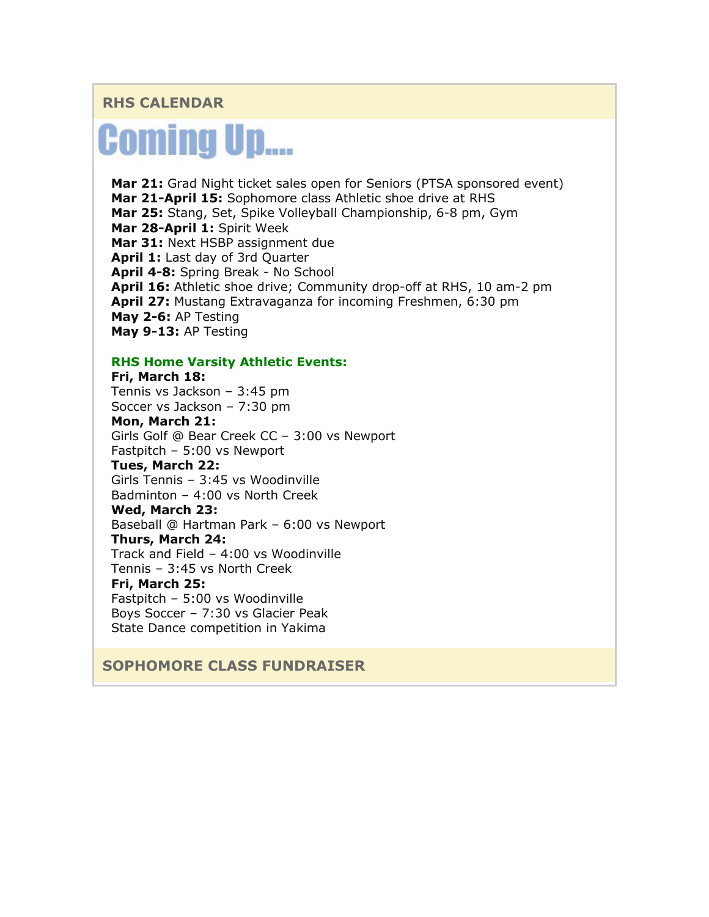## RHS CALENDAR

# Coming Up....

**Mar 21:** Grad Night ticket sales open for Seniors (PTSA sponsored event)
**Mar 21-April 15:** Sophomore class Athletic shoe drive at RHS
**Mar 25:** Stang, Set, Spike Volleyball Championship, 6-8 pm, Gym
**Mar 28-April 1:** Spirit Week
**Mar 31:** Next HSBP assignment due
**April 1:** Last day of 3rd Quarter
**April 4-8:** Spring Break - No School
**April 16:** Athletic shoe drive; Community drop-off at RHS, 10 am-2 pm
**April 27:** Mustang Extravaganza for incoming Freshmen, 6:30 pm
**May 2-6:** AP Testing
**May 9-13:** AP Testing

### RHS Home Varsity Athletic Events:

**Fri, March 18:**
Tennis vs Jackson – 3:45 pm
Soccer vs Jackson – 7:30 pm
**Mon, March 21:**
Girls Golf @ Bear Creek CC – 3:00 vs Newport
Fastpitch – 5:00 vs Newport
**Tues, March 22:**
Girls Tennis – 3:45 vs Woodinville
Badminton – 4:00 vs North Creek
**Wed, March 23:**
Baseball @ Hartman Park – 6:00 vs Newport
**Thurs, March 24:**
Track and Field – 4:00 vs Woodinville
Tennis – 3:45 vs North Creek
**Fri, March 25:**
Fastpitch – 5:00 vs Woodinville
Boys Soccer – 7:30 vs Glacier Peak
State Dance competition in Yakima

## SOPHOMORE CLASS FUNDRAISER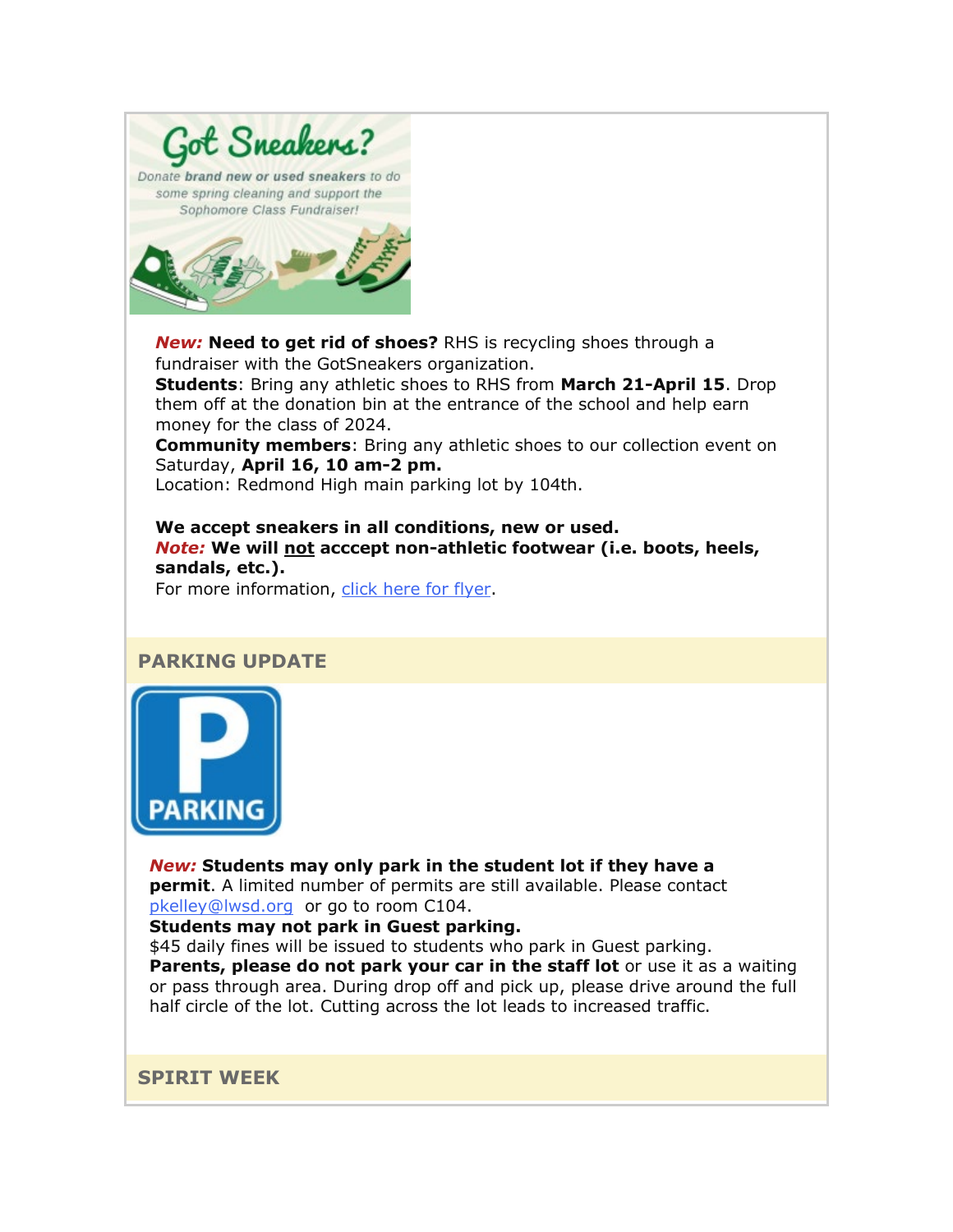**Got Sneakers?**

Donate **brand new or used sneakers** to do some spring cleaning and support the Sophomore Class Fundraiser!

***New:*** **Need to get rid of shoes?** RHS is recycling shoes through a fundraiser with the GotSneakers organization.
**Students**: Bring any athletic shoes to RHS from **March 21-April 15**. Drop them off at the donation bin at the entrance of the school and help earn money for the class of 2024.
**Community members**: Bring any athletic shoes to our collection event on Saturday, **April 16, 10 am-2 pm.**
Location: Redmond High main parking lot by 104th.

**We accept sneakers in all conditions, new or used.**
***Note:*** **We will not acccept non-athletic footwear (i.e. boots, heels, sandals, etc.).**
For more information, [click here for flyer].

## PARKING UPDATE

***New:*** **Students may only park in the student lot if they have a permit**. A limited number of permits are still available. Please contact pkelley@lwsd.org or go to room C104.
**Students may not park in Guest parking.**
$45 daily fines will be issued to students who park in Guest parking.
**Parents, please do not park your car in the staff lot** or use it as a waiting or pass through area. During drop off and pick up, please drive around the full half circle of the lot. Cutting across the lot leads to increased traffic.

## SPIRIT WEEK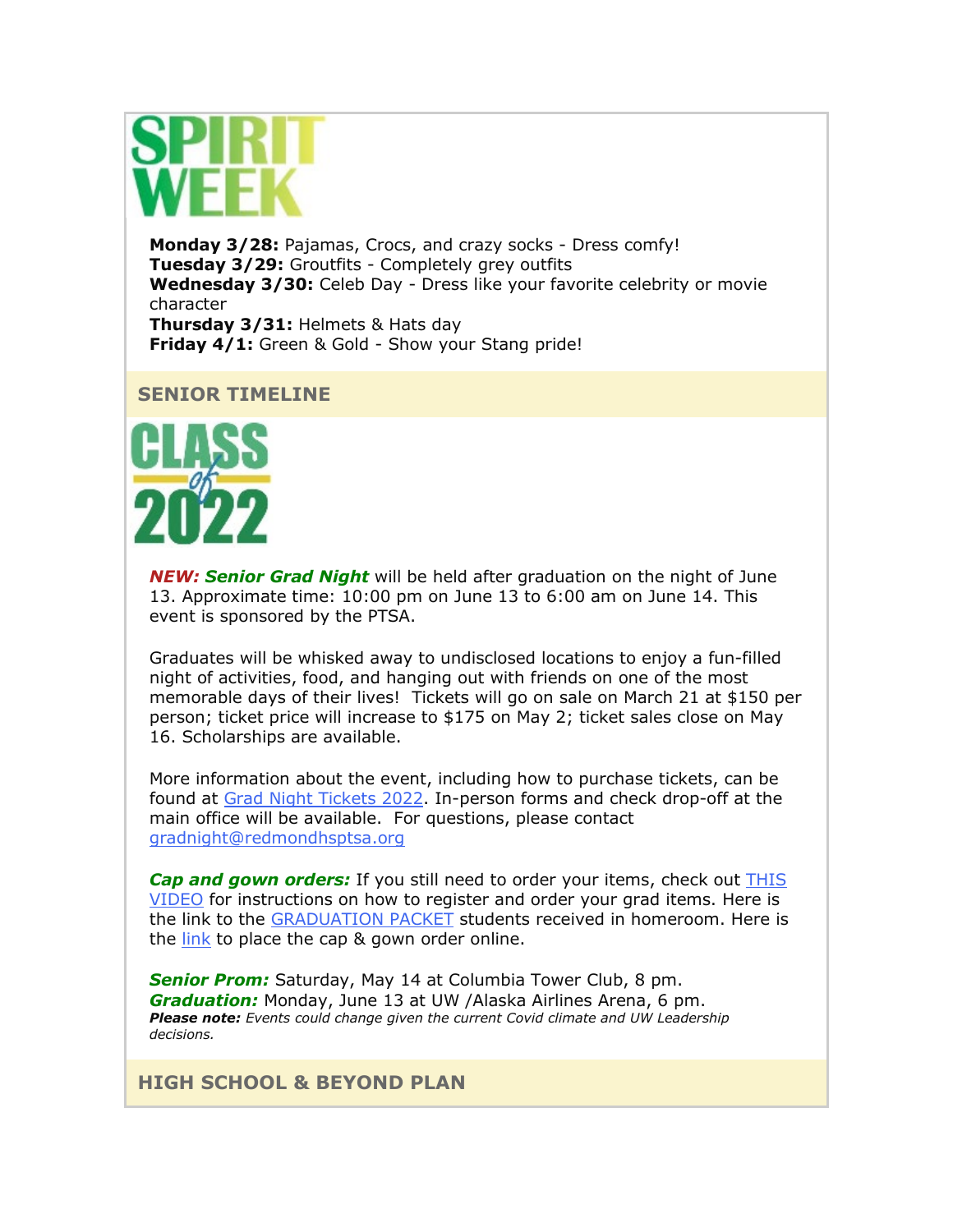# SPIRIT WEEK

**Monday 3/28:** Pajamas, Crocs, and crazy socks - Dress comfy!
**Tuesday 3/29:** Groutfits - Completely grey outfits
**Wednesday 3/30:** Celeb Day - Dress like your favorite celebrity or movie character
**Thursday 3/31:** Helmets & Hats day
**Friday 4/1:** Green & Gold - Show your Stang pride!

## SENIOR TIMELINE

CLASS of 2022

***NEW: Senior Grad Night*** will be held after graduation on the night of June 13. Approximate time: 10:00 pm on June 13 to 6:00 am on June 14. This event is sponsored by the PTSA.

Graduates will be whisked away to undisclosed locations to enjoy a fun-filled night of activities, food, and hanging out with friends on one of the most memorable days of their lives! Tickets will go on sale on March 21 at $150 per person; ticket price will increase to $175 on May 2; ticket sales close on May 16. Scholarships are available.

More information about the event, including how to purchase tickets, can be found at Grad Night Tickets 2022. In-person forms and check drop-off at the main office will be available. For questions, please contact gradnight@redmondhsptsa.org

***Cap and gown orders:*** If you still need to order your items, check out THIS VIDEO for instructions on how to register and order your grad items. Here is the link to the GRADUATION PACKET students received in homeroom. Here is the link to place the cap & gown order online.

***Senior Prom:*** Saturday, May 14 at Columbia Tower Club, 8 pm.
***Graduation:*** Monday, June 13 at UW /Alaska Airlines Arena, 6 pm.
***Please note:*** *Events could change given the current Covid climate and UW Leadership decisions.*

## HIGH SCHOOL & BEYOND PLAN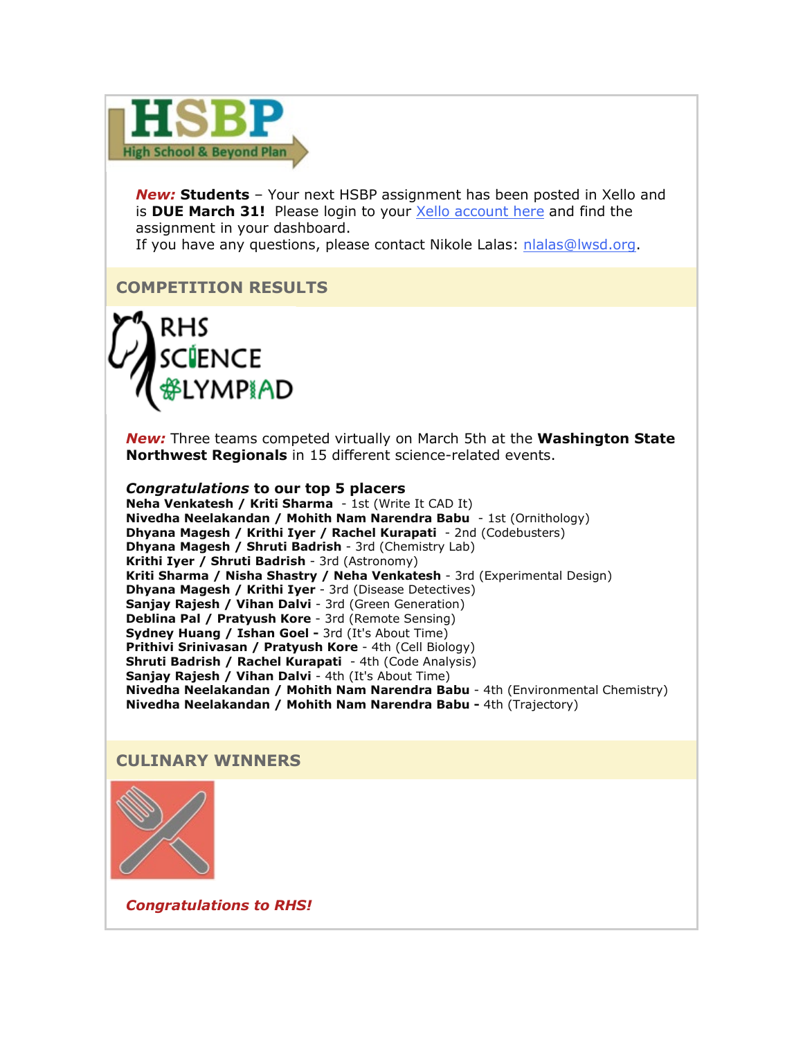***New:*** **Students** – Your next HSBP assignment has been posted in Xello and is **DUE March 31!** Please login to your Xello account here and find the assignment in your dashboard.
If you have any questions, please contact Nikole Lalas: nlalas@lwsd.org.

## COMPETITION RESULTS

***New:*** Three teams competed virtually on March 5th at the **Washington State Northwest Regionals** in 15 different science-related events.

***Congratulations*** **to our top 5 placers**

**Neha Venkatesh / Kriti Sharma** - 1st (Write It CAD It)
**Nivedha Neelakandan / Mohith Nam Narendra Babu** - 1st (Ornithology)
**Dhyana Magesh / Krithi Iyer / Rachel Kurapati** - 2nd (Codebusters)
**Dhyana Magesh / Shruti Badrish** - 3rd (Chemistry Lab)
**Krithi Iyer / Shruti Badrish** - 3rd (Astronomy)
**Kriti Sharma / Nisha Shastry / Neha Venkatesh** - 3rd (Experimental Design)
**Dhyana Magesh / Krithi Iyer** - 3rd (Disease Detectives)
**Sanjay Rajesh / Vihan Dalvi** - 3rd (Green Generation)
**Deblina Pal / Pratyush Kore** - 3rd (Remote Sensing)
**Sydney Huang / Ishan Goel -** 3rd (It's About Time)
**Prithivi Srinivasan / Pratyush Kore** - 4th (Cell Biology)
**Shruti Badrish / Rachel Kurapati** - 4th (Code Analysis)
**Sanjay Rajesh / Vihan Dalvi** - 4th (It's About Time)
**Nivedha Neelakandan / Mohith Nam Narendra Babu** - 4th (Environmental Chemistry)
**Nivedha Neelakandan / Mohith Nam Narendra Babu -** 4th (Trajectory)

## CULINARY WINNERS

***Congratulations to RHS!***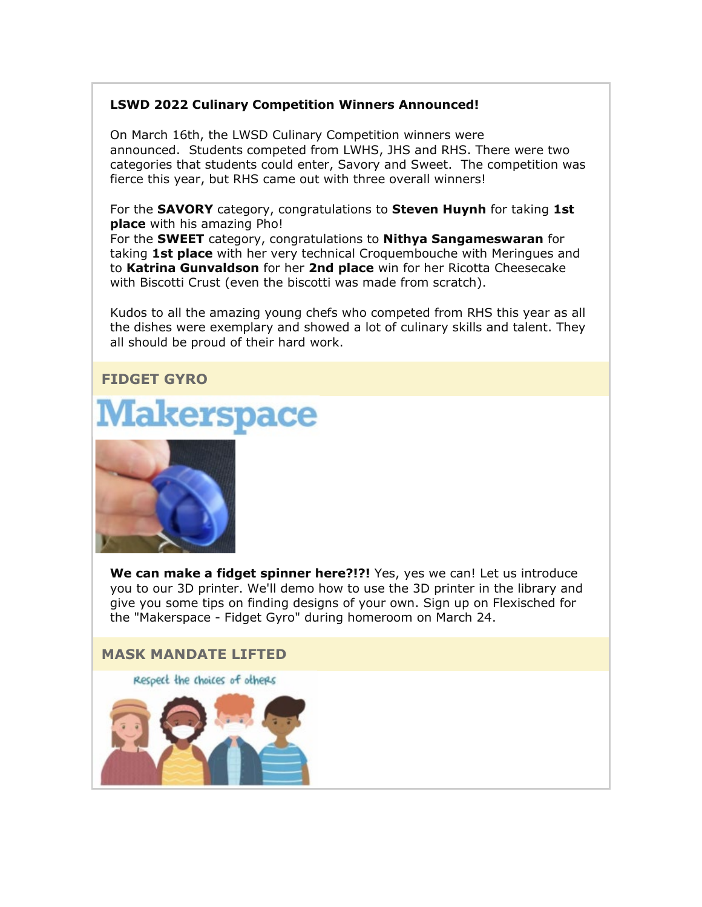**LSWD 2022 Culinary Competition Winners Announced!**

On March 16th, the LWSD Culinary Competition winners were announced. Students competed from LWHS, JHS and RHS. There were two categories that students could enter, Savory and Sweet. The competition was fierce this year, but RHS came out with three overall winners!

For the **SAVORY** category, congratulations to **Steven Huynh** for taking **1st place** with his amazing Pho!
For the **SWEET** category, congratulations to **Nithya Sangameswaran** for taking **1st place** with her very technical Croquembouche with Meringues and to **Katrina Gunvaldson** for her **2nd place** win for her Ricotta Cheesecake with Biscotti Crust (even the biscotti was made from scratch).

Kudos to all the amazing young chefs who competed from RHS this year as all the dishes were exemplary and showed a lot of culinary skills and talent. They all should be proud of their hard work.

## FIDGET GYRO

Makerspace

**We can make a fidget spinner here?!?!** Yes, yes we can! Let us introduce you to our 3D printer. We'll demo how to use the 3D printer in the library and give you some tips on finding designs of your own. Sign up on Flexisched for the "Makerspace - Fidget Gyro" during homeroom on March 24.

## MASK MANDATE LIFTED

Respect the choices of others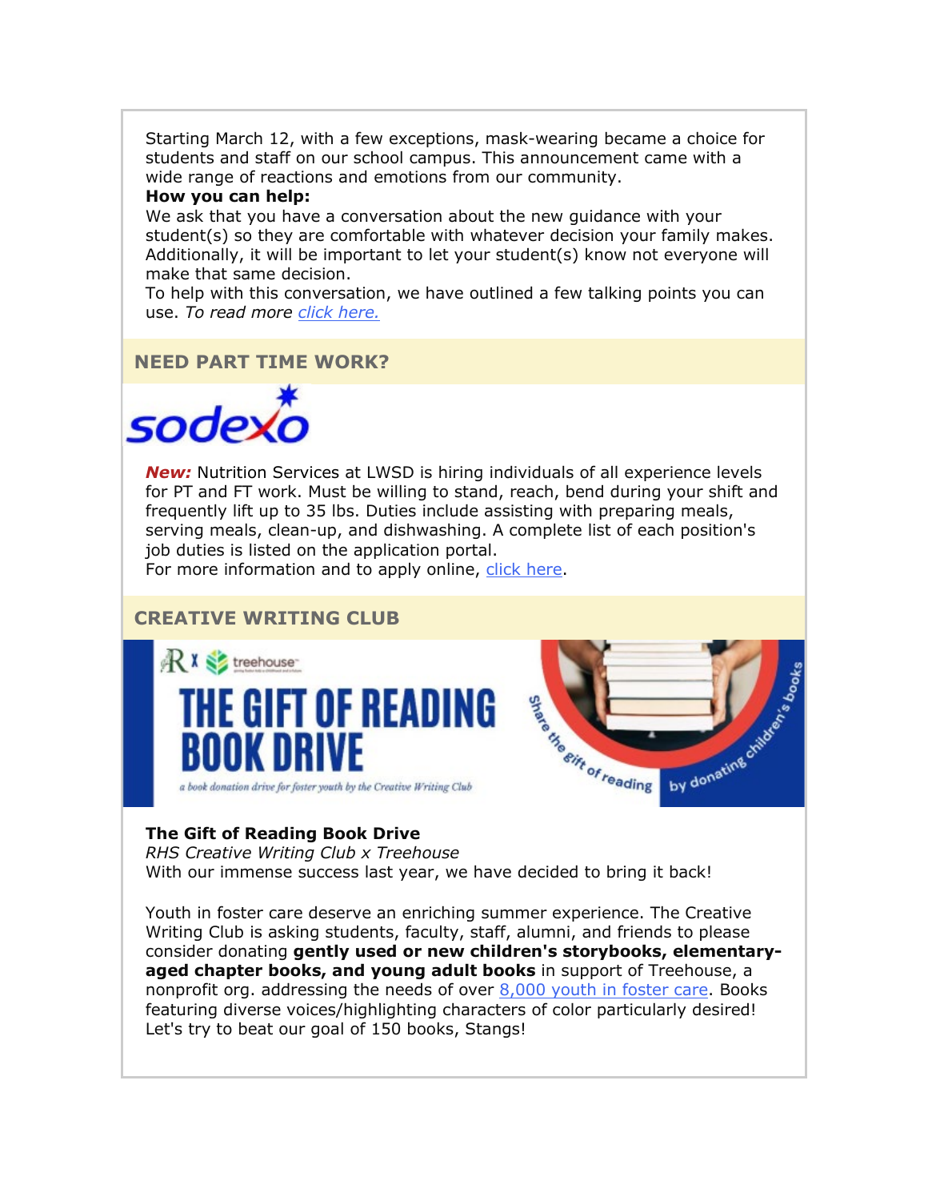Starting March 12, with a few exceptions, mask-wearing became a choice for students and staff on our school campus. This announcement came with a wide range of reactions and emotions from our community.

**How you can help:**

We ask that you have a conversation about the new guidance with your student(s) so they are comfortable with whatever decision your family makes. Additionally, it will be important to let your student(s) know not everyone will make that same decision.

To help with this conversation, we have outlined a few talking points you can use. *To read more [click here.](#)*

## NEED PART TIME WORK?

***New:*** Nutrition Services at LWSD is hiring individuals of all experience levels for PT and FT work. Must be willing to stand, reach, bend during your shift and frequently lift up to 35 lbs. Duties include assisting with preparing meals, serving meals, clean-up, and dishwashing. A complete list of each position's job duties is listed on the application portal.

For more information and to apply online, [click here](#).

## CREATIVE WRITING CLUB

**The Gift of Reading Book Drive**

*RHS Creative Writing Club x Treehouse*

With our immense success last year, we have decided to bring it back!

Youth in foster care deserve an enriching summer experience. The Creative Writing Club is asking students, faculty, staff, alumni, and friends to please consider donating **gently used or new children's storybooks, elementary-aged chapter books, and young adult books** in support of Treehouse, a nonprofit org. addressing the needs of over [8,000 youth in foster care](#). Books featuring diverse voices/highlighting characters of color particularly desired! Let's try to beat our goal of 150 books, Stangs!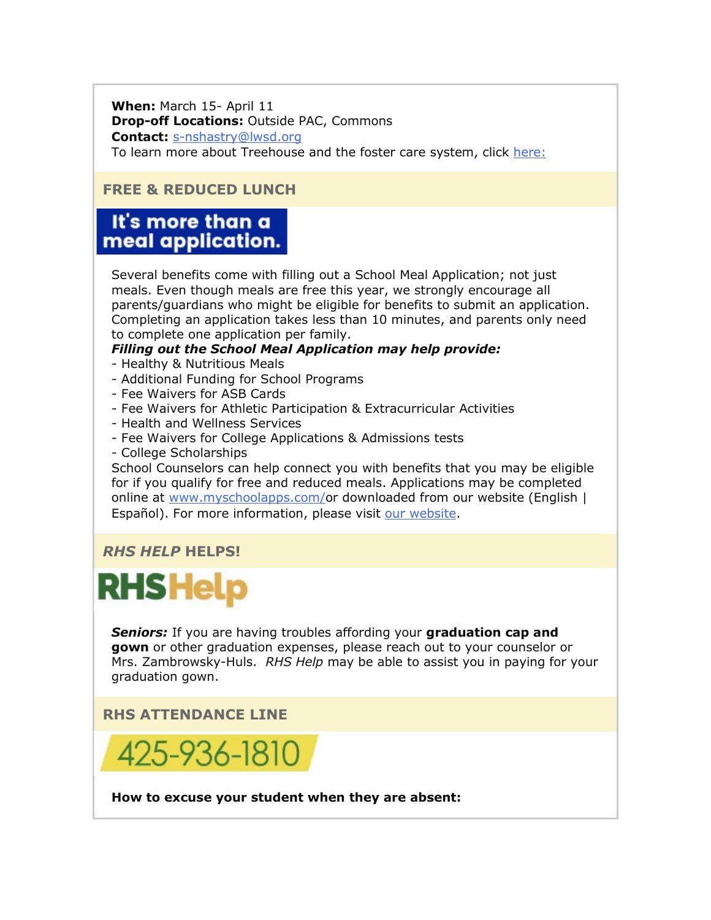**When:** March 15- April 11
**Drop-off Locations:** Outside PAC, Commons
**Contact:** [s-nshastry@lwsd.org](mailto:s-nshastry@lwsd.org)
To learn more about Treehouse and the foster care system, click [here:]()

## FREE & REDUCED LUNCH

It's more than a meal application.

Several benefits come with filling out a School Meal Application; not just meals. Even though meals are free this year, we strongly encourage all parents/guardians who might be eligible for benefits to submit an application. Completing an application takes less than 10 minutes, and parents only need to complete one application per family.

***Filling out the School Meal Application may help provide:***

- Healthy & Nutritious Meals
- Additional Funding for School Programs
- Fee Waivers for ASB Cards
- Fee Waivers for Athletic Participation & Extracurricular Activities
- Health and Wellness Services
- Fee Waivers for College Applications & Admissions tests
- College Scholarships

School Counselors can help connect you with benefits that you may be eligible for if you qualify for free and reduced meals. Applications may be completed online at [www.myschoolapps.com/](http://www.myschoolapps.com/)or downloaded from our website (English | Español). For more information, please visit [our website]().

## *RHS HELP* HELPS!

RHSHelp

***Seniors:*** If you are having troubles affording your **graduation cap and gown** or other graduation expenses, please reach out to your counselor or Mrs. Zambrowsky-Huls. *RHS Help* may be able to assist you in paying for your graduation gown.

## RHS ATTENDANCE LINE

425-936-1810

**How to excuse your student when they are absent:**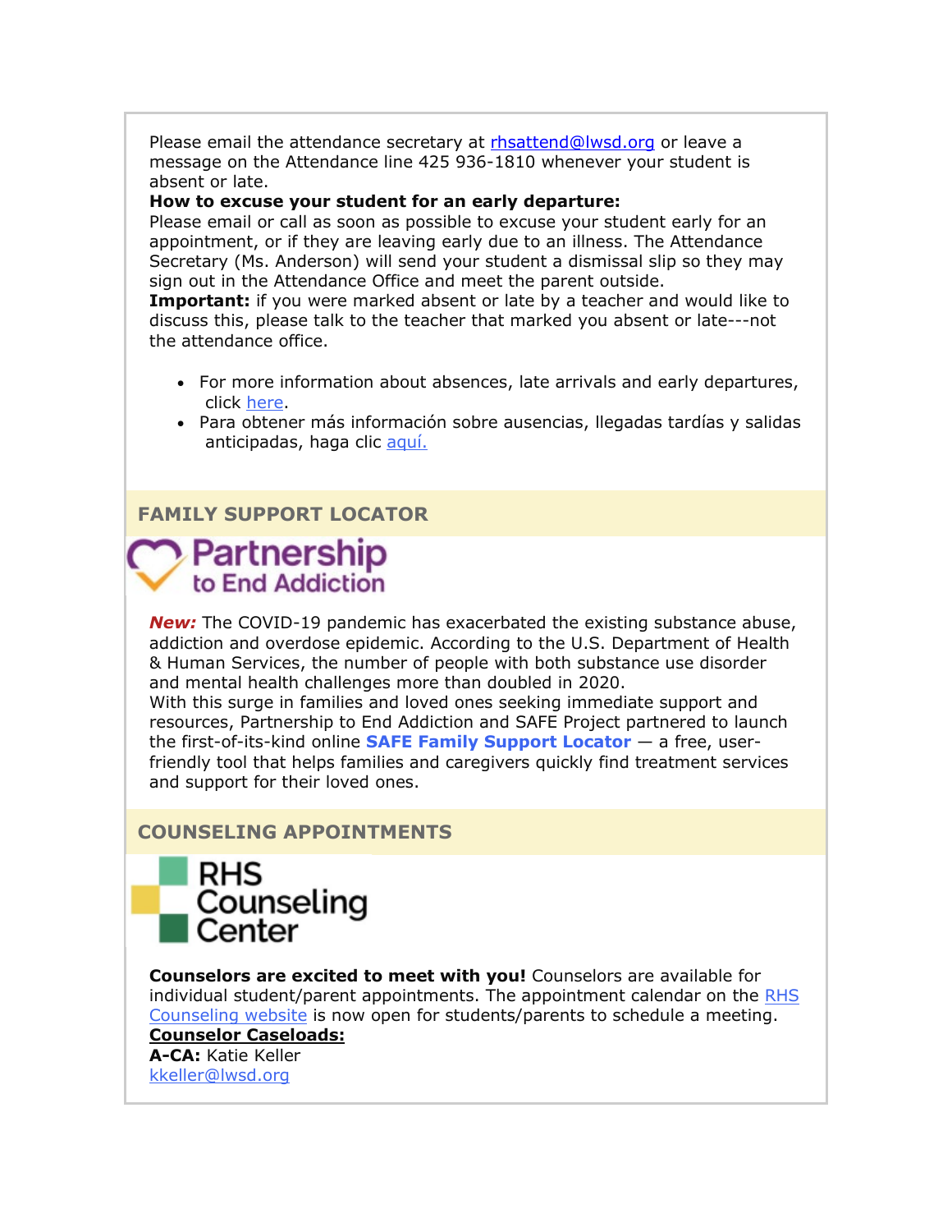Please email the attendance secretary at rhsattend@lwsd.org or leave a message on the Attendance line 425 936-1810 whenever your student is absent or late.

**How to excuse your student for an early departure:**

Please email or call as soon as possible to excuse your student early for an appointment, or if they are leaving early due to an illness. The Attendance Secretary (Ms. Anderson) will send your student a dismissal slip so they may sign out in the Attendance Office and meet the parent outside.

**Important:** if you were marked absent or late by a teacher and would like to discuss this, please talk to the teacher that marked you absent or late---not the attendance office.

- For more information about absences, late arrivals and early departures, click here.
- Para obtener más información sobre ausencias, llegadas tardías y salidas anticipadas, haga clic aquí.

## FAMILY SUPPORT LOCATOR

Partnership to End Addiction

***New:*** The COVID-19 pandemic has exacerbated the existing substance abuse, addiction and overdose epidemic. According to the U.S. Department of Health & Human Services, the number of people with both substance use disorder and mental health challenges more than doubled in 2020.

With this surge in families and loved ones seeking immediate support and resources, Partnership to End Addiction and SAFE Project partnered to launch the first-of-its-kind online **SAFE Family Support Locator** — a free, user-friendly tool that helps families and caregivers quickly find treatment services and support for their loved ones.

## COUNSELING APPOINTMENTS

RHS Counseling Center

**Counselors are excited to meet with you!** Counselors are available for individual student/parent appointments. The appointment calendar on the RHS Counseling website is now open for students/parents to schedule a meeting.

**Counselor Caseloads:**

**A-CA:** Katie Keller
kkeller@lwsd.org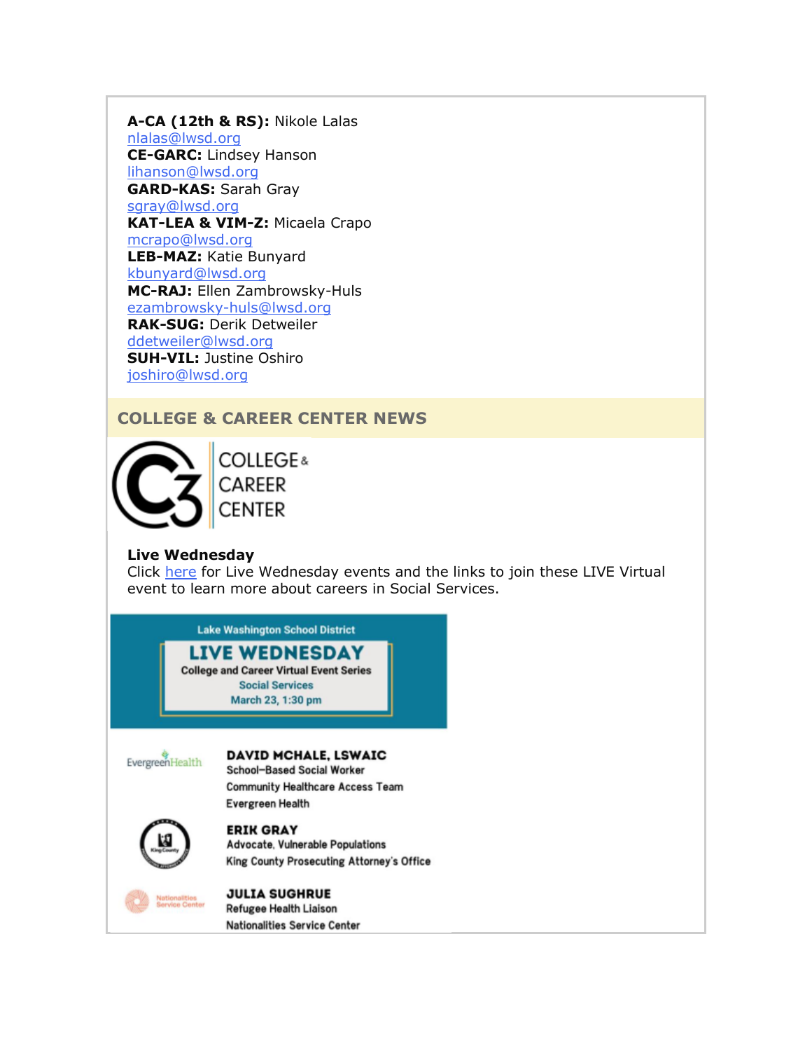**A-CA (12th & RS):** Nikole Lalas
nlalas@lwsd.org
**CE-GARC:** Lindsey Hanson
lihanson@lwsd.org
**GARD-KAS:** Sarah Gray
sgray@lwsd.org
**KAT-LEA & VIM-Z:** Micaela Crapo
mcrapo@lwsd.org
**LEB-MAZ:** Katie Bunyard
kbunyard@lwsd.org
**MC-RAJ:** Ellen Zambrowsky-Huls
ezambrowsky-huls@lwsd.org
**RAK-SUG:** Derik Detweiler
ddetweiler@lwsd.org
**SUH-VIL:** Justine Oshiro
joshiro@lwsd.org

## COLLEGE & CAREER CENTER NEWS

C3 COLLEGE & CAREER CENTER

**Live Wednesday**
Click here for Live Wednesday events and the links to join these LIVE Virtual event to learn more about careers in Social Services.

Lake Washington School District
**LIVE WEDNESDAY**
College and Career Virtual Event Series
Social Services
March 23, 1:30 pm

EvergreenHealth
**DAVID MCHALE, LSWAIC**
School-Based Social Worker
Community Healthcare Access Team
Evergreen Health

**ERIK GRAY**
Advocate, Vulnerable Populations
King County Prosecuting Attorney's Office

Nationalities Service Center
**JULIA SUGHRUE**
Refugee Health Liaison
Nationalities Service Center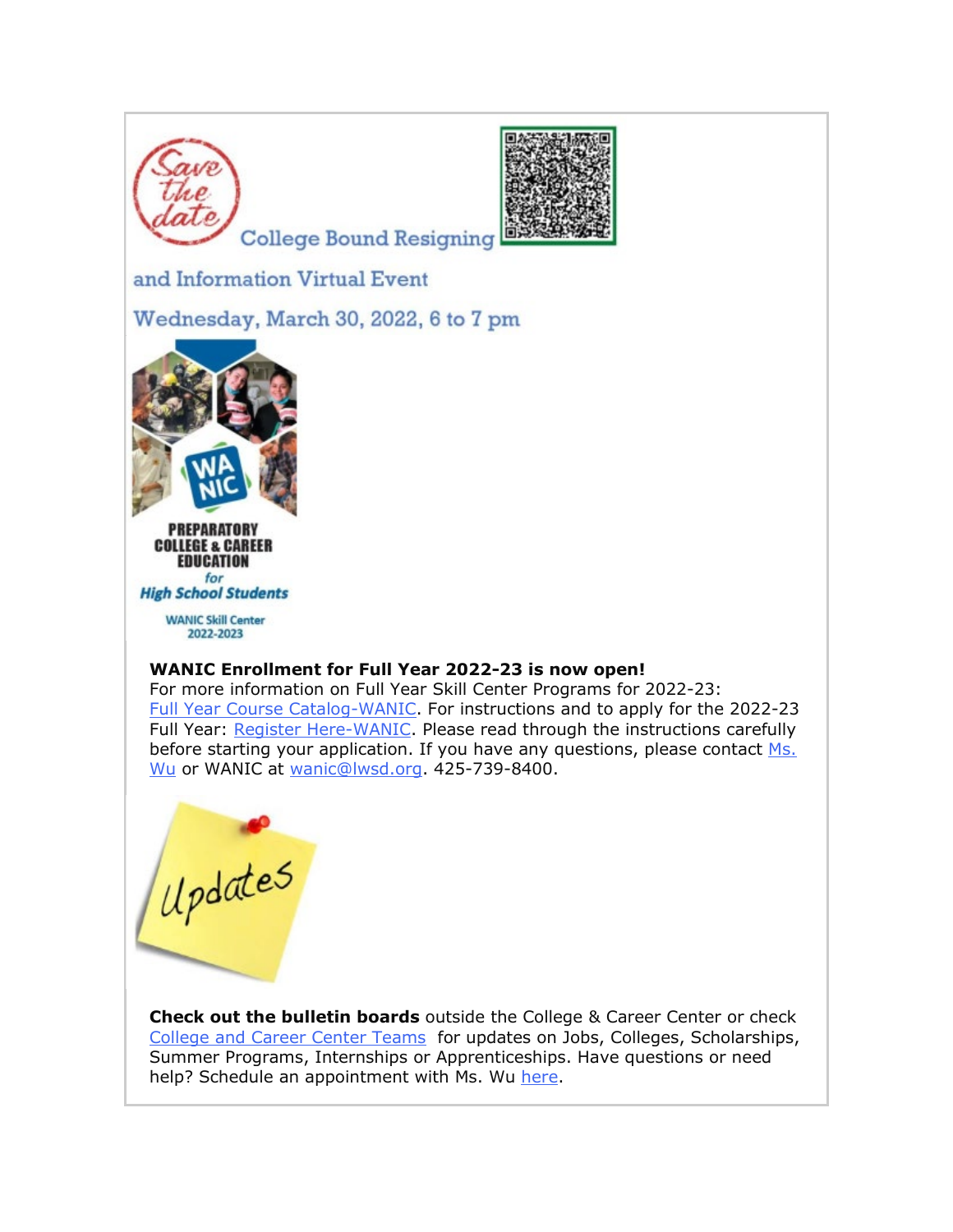Save the date

College Bound Resigning and Information Virtual Event

Wednesday, March 30, 2022, 6 to 7 pm

WA NIC

PREPARATORY COLLEGE & CAREER EDUCATION for High School Students

WANIC Skill Center 2022-2023

**WANIC Enrollment for Full Year 2022-23 is now open!**
For more information on Full Year Skill Center Programs for 2022-23: [Full Year Course Catalog-WANIC](). For instructions and to apply for the 2022-23 Full Year: [Register Here-WANIC](). Please read through the instructions carefully before starting your application. If you have any questions, please contact [Ms. Wu]() or WANIC at [wanic@lwsd.org](mailto:wanic@lwsd.org). 425-739-8400.

Updates

**Check out the bulletin boards** outside the College & Career Center or check [College and Career Center Teams]() for updates on Jobs, Colleges, Scholarships, Summer Programs, Internships or Apprenticeships. Have questions or need help? Schedule an appointment with Ms. Wu [here]().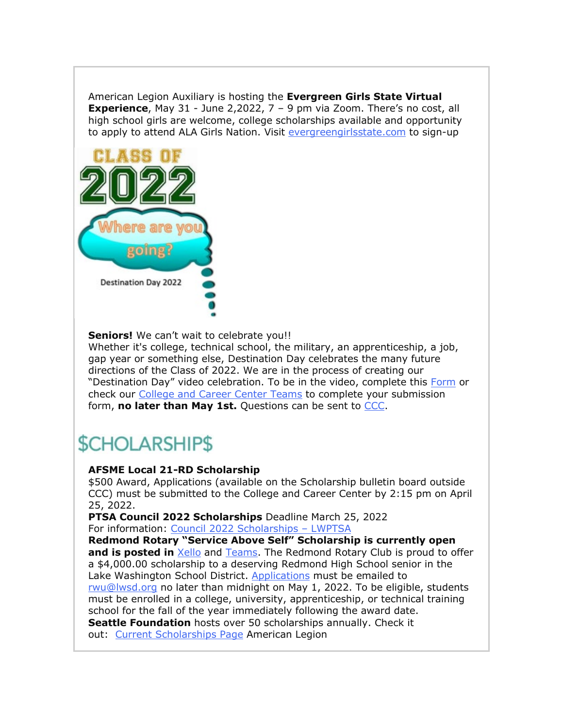American Legion Auxiliary is hosting the **Evergreen Girls State Virtual Experience**, May 31 - June 2,2022, 7 – 9 pm via Zoom. There's no cost, all high school girls are welcome, college scholarships available and opportunity to apply to attend ALA Girls Nation. Visit [evergreengirlsstate.com](evergreengirlsstate.com) to sign-up

CLASS OF 2022

Where are you going?

Destination Day 2022

**Seniors!** We can't wait to celebrate you!!
Whether it's college, technical school, the military, an apprenticeship, a job, gap year or something else, Destination Day celebrates the many future directions of the Class of 2022. We are in the process of creating our "Destination Day" video celebration. To be in the video, complete this Form or check our College and Career Center Teams to complete your submission form, **no later than May 1st.** Questions can be sent to CCC.

## $CHOLARSHIP$

**AFSME Local 21-RD Scholarship**
$500 Award, Applications (available on the Scholarship bulletin board outside CCC) must be submitted to the College and Career Center by 2:15 pm on April 25, 2022.

**PTSA Council 2022 Scholarships** Deadline March 25, 2022
For information: Council 2022 Scholarships – LWPTSA

**Redmond Rotary "Service Above Self" Scholarship is currently open and is posted in** Xello and Teams. The Redmond Rotary Club is proud to offer a $4,000.00 scholarship to a deserving Redmond High School senior in the Lake Washington School District. Applications must be emailed to rwu@lwsd.org no later than midnight on May 1, 2022. To be eligible, students must be enrolled in a college, university, apprenticeship, or technical training school for the fall of the year immediately following the award date.

**Seattle Foundation** hosts over 50 scholarships annually. Check it out: Current Scholarships Page American Legion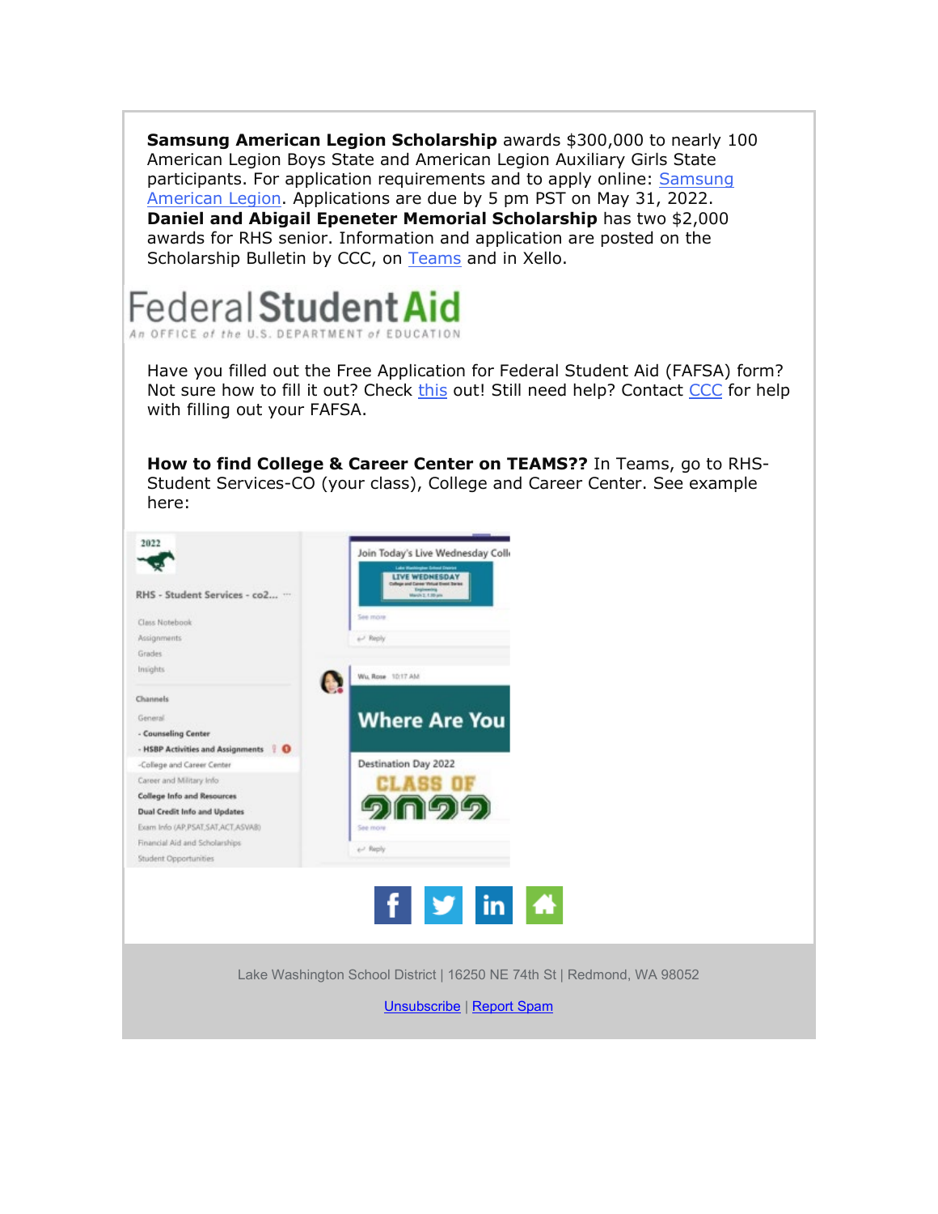**Samsung American Legion Scholarship** awards $300,000 to nearly 100 American Legion Boys State and American Legion Auxiliary Girls State participants. For application requirements and to apply online: Samsung American Legion. Applications are due by 5 pm PST on May 31, 2022.
**Daniel and Abigail Epeneter Memorial Scholarship** has two $2,000 awards for RHS senior. Information and application are posted on the Scholarship Bulletin by CCC, on Teams and in Xello.

Federal Student Aid
An OFFICE of the U.S. DEPARTMENT of EDUCATION

Have you filled out the Free Application for Federal Student Aid (FAFSA) form? Not sure how to fill it out? Check this out! Still need help? Contact CCC for help with filling out your FAFSA.

**How to find College & Career Center on TEAMS??** In Teams, go to RHS-Student Services-CO (your class), College and Career Center. See example here:

Lake Washington School District | 16250 NE 74th St | Redmond, WA 98052

Unsubscribe | Report Spam